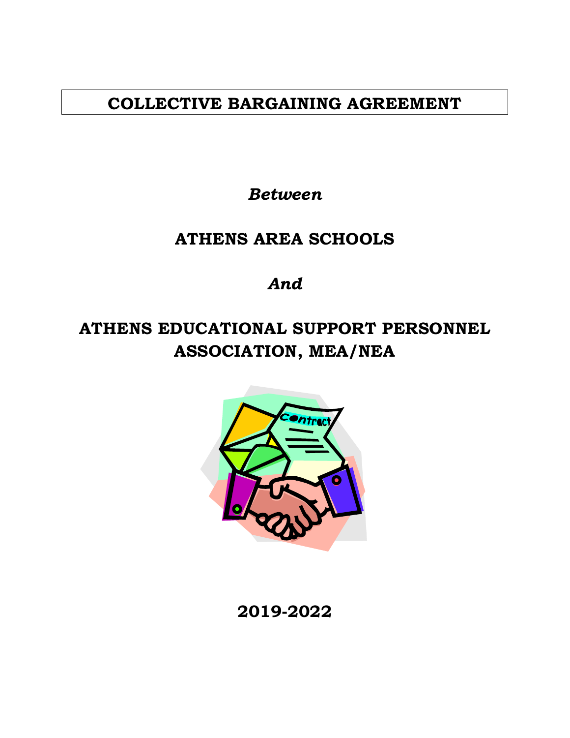# COLLECTIVE BARGAINING AGREEMENT

***Between***

## ATHENS AREA SCHOOLS

***And***

## ATHENS EDUCATIONAL SUPPORT PERSONNEL ASSOCIATION, MEA/NEA

**2019-2022**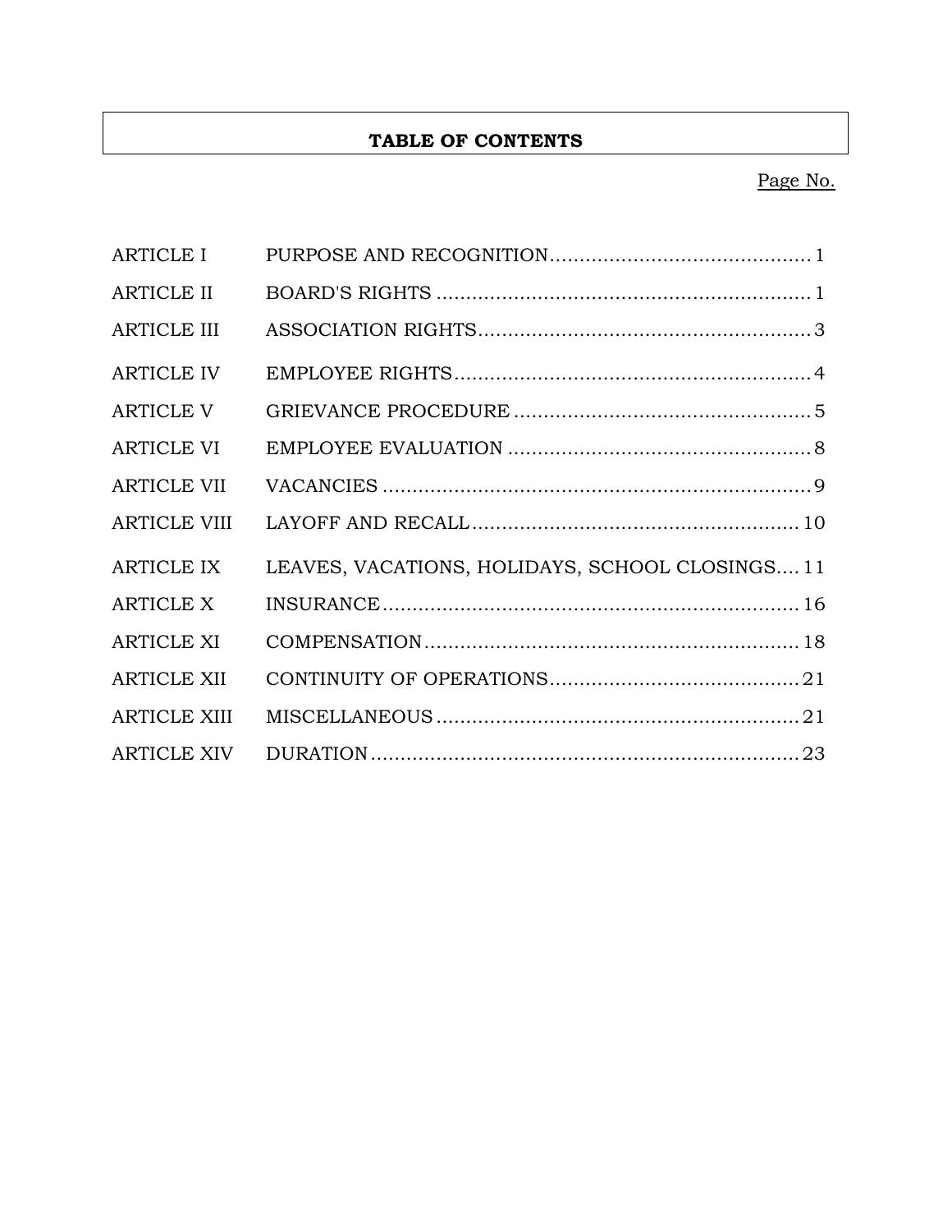# TABLE OF CONTENTS

| | | Page No. |
|---|---|---|
| ARTICLE I | PURPOSE AND RECOGNITION | 1 |
| ARTICLE II | BOARD'S RIGHTS | 1 |
| ARTICLE III | ASSOCIATION RIGHTS | 3 |
| ARTICLE IV | EMPLOYEE RIGHTS | 4 |
| ARTICLE V | GRIEVANCE PROCEDURE | 5 |
| ARTICLE VI | EMPLOYEE EVALUATION | 8 |
| ARTICLE VII | VACANCIES | 9 |
| ARTICLE VIII | LAYOFF AND RECALL | 10 |
| ARTICLE IX | LEAVES, VACATIONS, HOLIDAYS, SCHOOL CLOSINGS | 11 |
| ARTICLE X | INSURANCE | 16 |
| ARTICLE XI | COMPENSATION | 18 |
| ARTICLE XII | CONTINUITY OF OPERATIONS | 21 |
| ARTICLE XIII | MISCELLANEOUS | 21 |
| ARTICLE XIV | DURATION | 23 |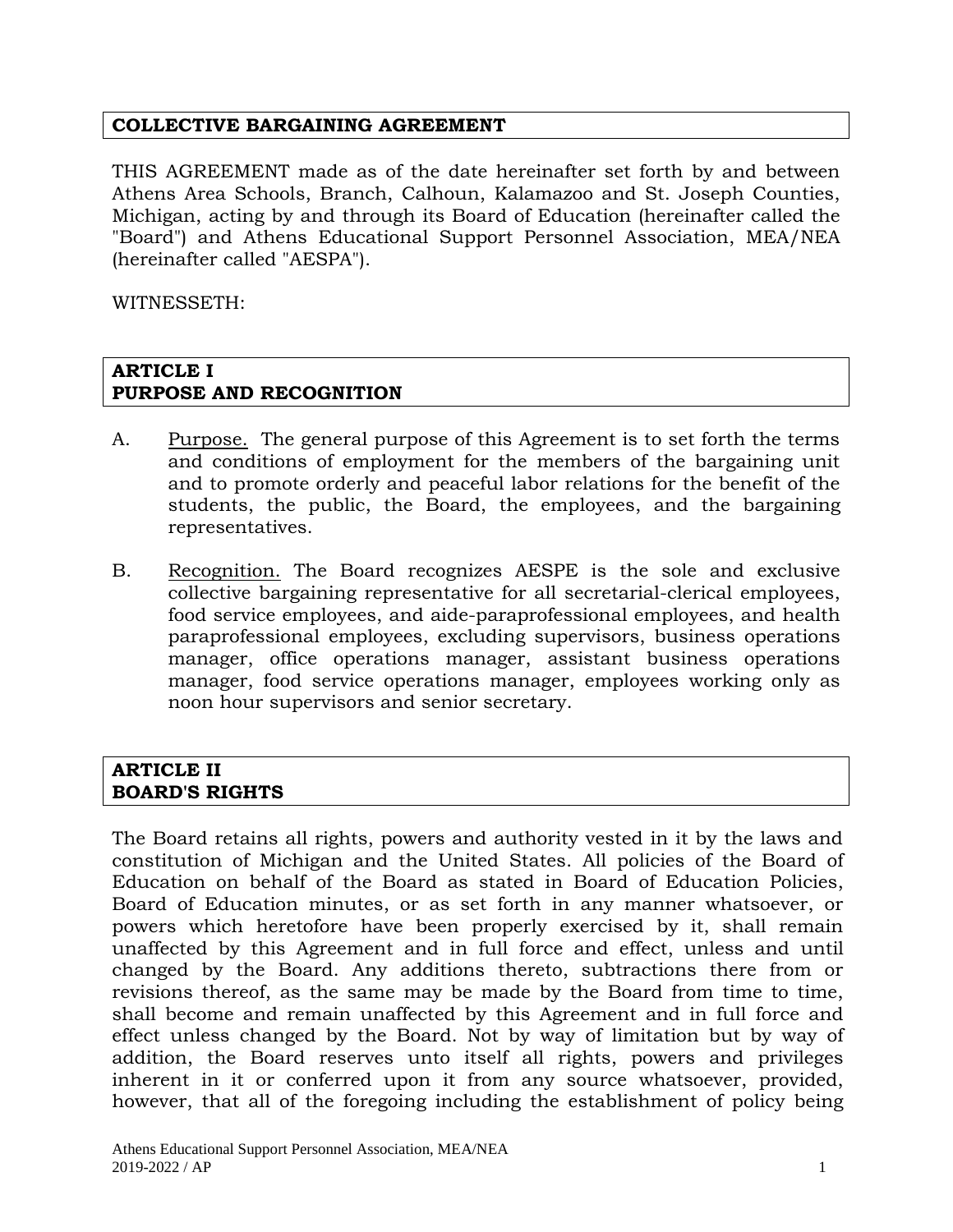# COLLECTIVE BARGAINING AGREEMENT

THIS AGREEMENT made as of the date hereinafter set forth by and between Athens Area Schools, Branch, Calhoun, Kalamazoo and St. Joseph Counties, Michigan, acting by and through its Board of Education (hereinafter called the "Board") and Athens Educational Support Personnel Association, MEA/NEA (hereinafter called "AESPA").

WITNESSETH:

## ARTICLE I
## PURPOSE AND RECOGNITION

A. Purpose. The general purpose of this Agreement is to set forth the terms and conditions of employment for the members of the bargaining unit and to promote orderly and peaceful labor relations for the benefit of the students, the public, the Board, the employees, and the bargaining representatives.

B. Recognition. The Board recognizes AESPE is the sole and exclusive collective bargaining representative for all secretarial-clerical employees, food service employees, and aide-paraprofessional employees, and health paraprofessional employees, excluding supervisors, business operations manager, office operations manager, assistant business operations manager, food service operations manager, employees working only as noon hour supervisors and senior secretary.

## ARTICLE II
## BOARD'S RIGHTS

The Board retains all rights, powers and authority vested in it by the laws and constitution of Michigan and the United States. All policies of the Board of Education on behalf of the Board as stated in Board of Education Policies, Board of Education minutes, or as set forth in any manner whatsoever, or powers which heretofore have been properly exercised by it, shall remain unaffected by this Agreement and in full force and effect, unless and until changed by the Board. Any additions thereto, subtractions there from or revisions thereof, as the same may be made by the Board from time to time, shall become and remain unaffected by this Agreement and in full force and effect unless changed by the Board. Not by way of limitation but by way of addition, the Board reserves unto itself all rights, powers and privileges inherent in it or conferred upon it from any source whatsoever, provided, however, that all of the foregoing including the establishment of policy being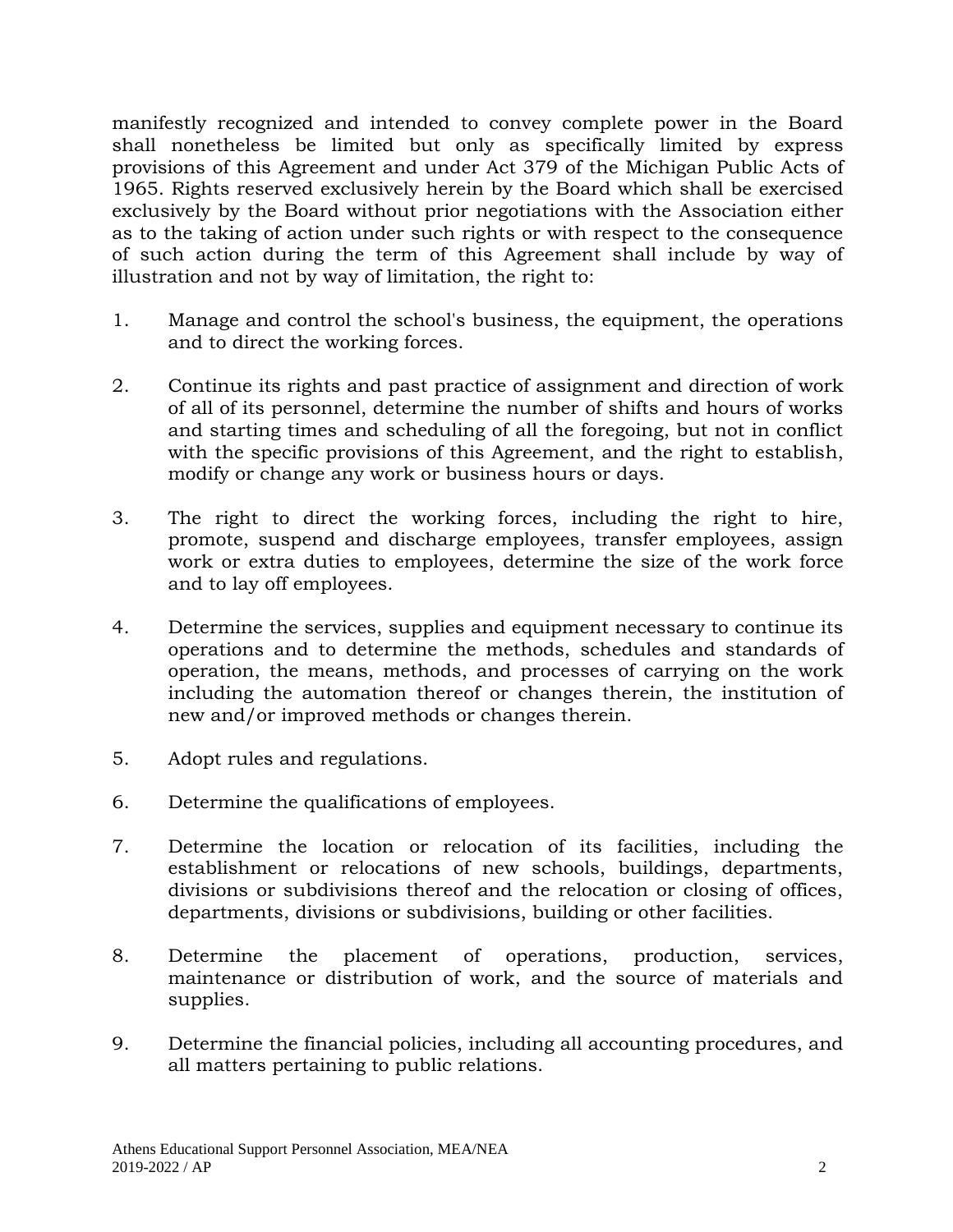manifestly recognized and intended to convey complete power in the Board shall nonetheless be limited but only as specifically limited by express provisions of this Agreement and under Act 379 of the Michigan Public Acts of 1965. Rights reserved exclusively herein by the Board which shall be exercised exclusively by the Board without prior negotiations with the Association either as to the taking of action under such rights or with respect to the consequence of such action during the term of this Agreement shall include by way of illustration and not by way of limitation, the right to:

1. Manage and control the school's business, the equipment, the operations and to direct the working forces.

2. Continue its rights and past practice of assignment and direction of work of all of its personnel, determine the number of shifts and hours of works and starting times and scheduling of all the foregoing, but not in conflict with the specific provisions of this Agreement, and the right to establish, modify or change any work or business hours or days.

3. The right to direct the working forces, including the right to hire, promote, suspend and discharge employees, transfer employees, assign work or extra duties to employees, determine the size of the work force and to lay off employees.

4. Determine the services, supplies and equipment necessary to continue its operations and to determine the methods, schedules and standards of operation, the means, methods, and processes of carrying on the work including the automation thereof or changes therein, the institution of new and/or improved methods or changes therein.

5. Adopt rules and regulations.

6. Determine the qualifications of employees.

7. Determine the location or relocation of its facilities, including the establishment or relocations of new schools, buildings, departments, divisions or subdivisions thereof and the relocation or closing of offices, departments, divisions or subdivisions, building or other facilities.

8. Determine the placement of operations, production, services, maintenance or distribution of work, and the source of materials and supplies.

9. Determine the financial policies, including all accounting procedures, and all matters pertaining to public relations.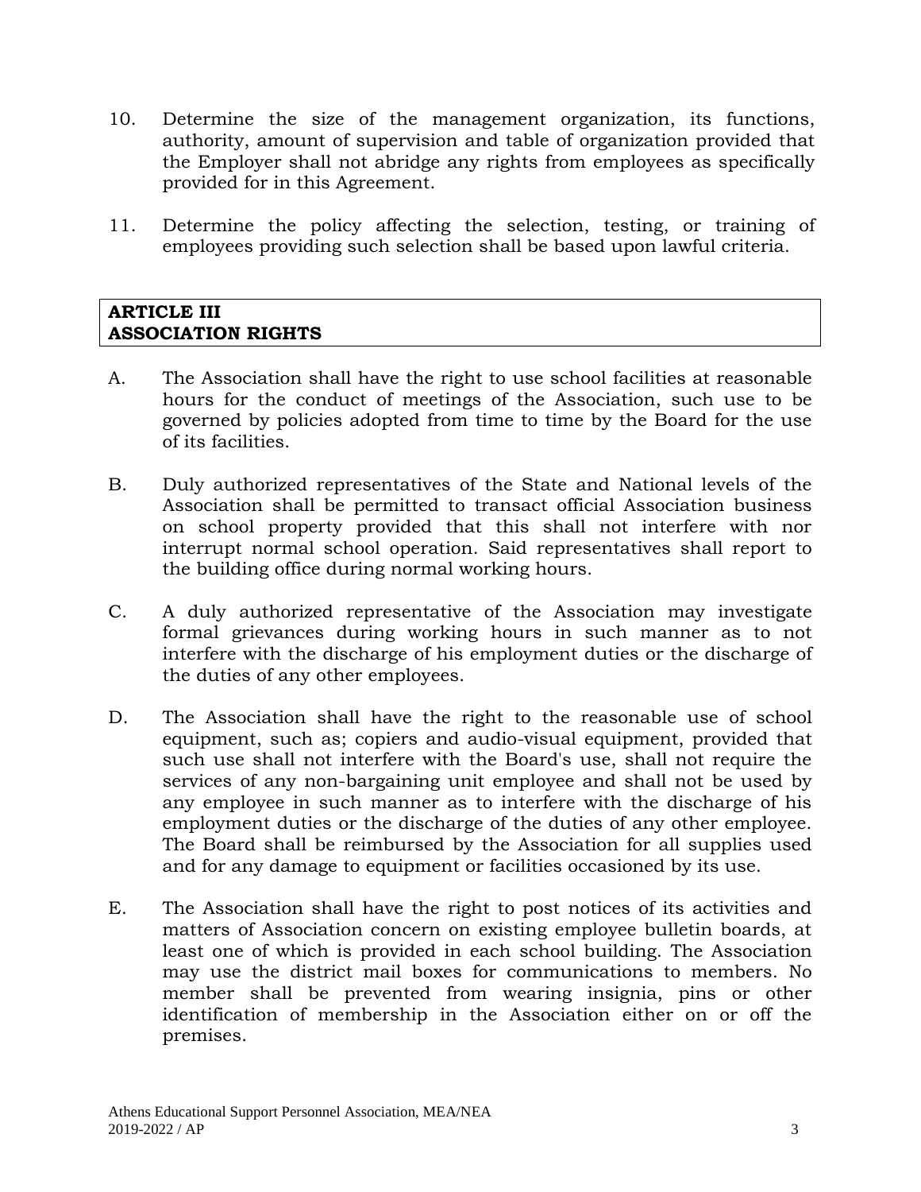10. Determine the size of the management organization, its functions, authority, amount of supervision and table of organization provided that the Employer shall not abridge any rights from employees as specifically provided for in this Agreement.

11. Determine the policy affecting the selection, testing, or training of employees providing such selection shall be based upon lawful criteria.

## ARTICLE III
## ASSOCIATION RIGHTS

A. The Association shall have the right to use school facilities at reasonable hours for the conduct of meetings of the Association, such use to be governed by policies adopted from time to time by the Board for the use of its facilities.

B. Duly authorized representatives of the State and National levels of the Association shall be permitted to transact official Association business on school property provided that this shall not interfere with nor interrupt normal school operation. Said representatives shall report to the building office during normal working hours.

C. A duly authorized representative of the Association may investigate formal grievances during working hours in such manner as to not interfere with the discharge of his employment duties or the discharge of the duties of any other employees.

D. The Association shall have the right to the reasonable use of school equipment, such as; copiers and audio-visual equipment, provided that such use shall not interfere with the Board's use, shall not require the services of any non-bargaining unit employee and shall not be used by any employee in such manner as to interfere with the discharge of his employment duties or the discharge of the duties of any other employee. The Board shall be reimbursed by the Association for all supplies used and for any damage to equipment or facilities occasioned by its use.

E. The Association shall have the right to post notices of its activities and matters of Association concern on existing employee bulletin boards, at least one of which is provided in each school building. The Association may use the district mail boxes for communications to members. No member shall be prevented from wearing insignia, pins or other identification of membership in the Association either on or off the premises.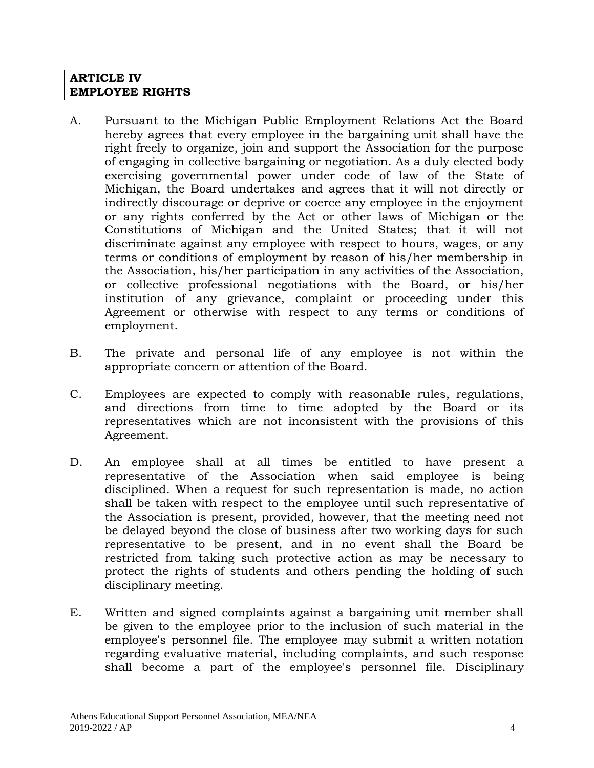## ARTICLE IV
## EMPLOYEE RIGHTS

A. Pursuant to the Michigan Public Employment Relations Act the Board hereby agrees that every employee in the bargaining unit shall have the right freely to organize, join and support the Association for the purpose of engaging in collective bargaining or negotiation. As a duly elected body exercising governmental power under code of law of the State of Michigan, the Board undertakes and agrees that it will not directly or indirectly discourage or deprive or coerce any employee in the enjoyment or any rights conferred by the Act or other laws of Michigan or the Constitutions of Michigan and the United States; that it will not discriminate against any employee with respect to hours, wages, or any terms or conditions of employment by reason of his/her membership in the Association, his/her participation in any activities of the Association, or collective professional negotiations with the Board, or his/her institution of any grievance, complaint or proceeding under this Agreement or otherwise with respect to any terms or conditions of employment.

B. The private and personal life of any employee is not within the appropriate concern or attention of the Board.

C. Employees are expected to comply with reasonable rules, regulations, and directions from time to time adopted by the Board or its representatives which are not inconsistent with the provisions of this Agreement.

D. An employee shall at all times be entitled to have present a representative of the Association when said employee is being disciplined. When a request for such representation is made, no action shall be taken with respect to the employee until such representative of the Association is present, provided, however, that the meeting need not be delayed beyond the close of business after two working days for such representative to be present, and in no event shall the Board be restricted from taking such protective action as may be necessary to protect the rights of students and others pending the holding of such disciplinary meeting.

E. Written and signed complaints against a bargaining unit member shall be given to the employee prior to the inclusion of such material in the employee's personnel file. The employee may submit a written notation regarding evaluative material, including complaints, and such response shall become a part of the employee's personnel file. Disciplinary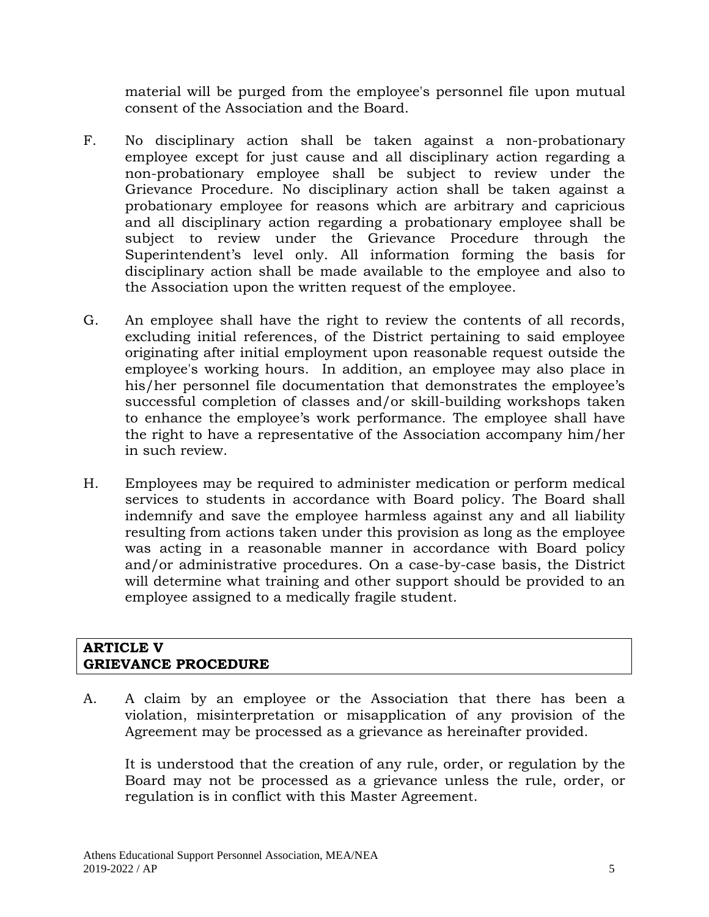material will be purged from the employee's personnel file upon mutual consent of the Association and the Board.

F. No disciplinary action shall be taken against a non-probationary employee except for just cause and all disciplinary action regarding a non-probationary employee shall be subject to review under the Grievance Procedure. No disciplinary action shall be taken against a probationary employee for reasons which are arbitrary and capricious and all disciplinary action regarding a probationary employee shall be subject to review under the Grievance Procedure through the Superintendent's level only. All information forming the basis for disciplinary action shall be made available to the employee and also to the Association upon the written request of the employee.

G. An employee shall have the right to review the contents of all records, excluding initial references, of the District pertaining to said employee originating after initial employment upon reasonable request outside the employee's working hours. In addition, an employee may also place in his/her personnel file documentation that demonstrates the employee's successful completion of classes and/or skill-building workshops taken to enhance the employee's work performance. The employee shall have the right to have a representative of the Association accompany him/her in such review.

H. Employees may be required to administer medication or perform medical services to students in accordance with Board policy. The Board shall indemnify and save the employee harmless against any and all liability resulting from actions taken under this provision as long as the employee was acting in a reasonable manner in accordance with Board policy and/or administrative procedures. On a case-by-case basis, the District will determine what training and other support should be provided to an employee assigned to a medically fragile student.

## ARTICLE V
## GRIEVANCE PROCEDURE

A. A claim by an employee or the Association that there has been a violation, misinterpretation or misapplication of any provision of the Agreement may be processed as a grievance as hereinafter provided.

It is understood that the creation of any rule, order, or regulation by the Board may not be processed as a grievance unless the rule, order, or regulation is in conflict with this Master Agreement.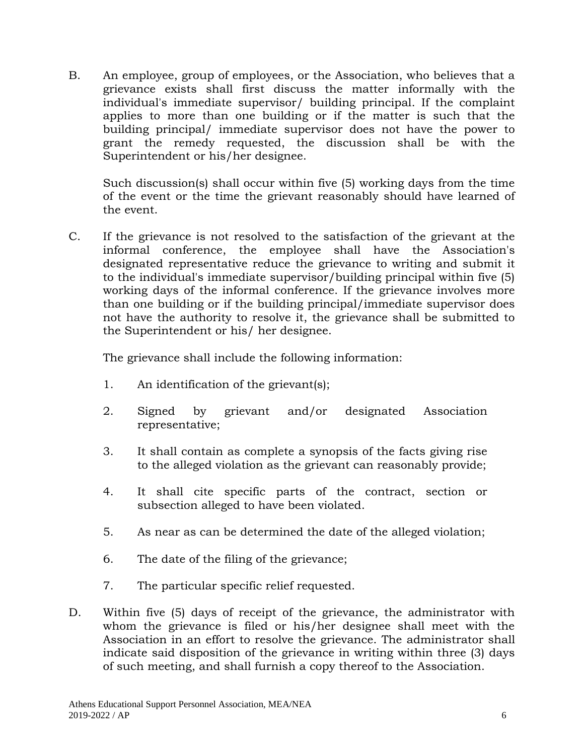B. An employee, group of employees, or the Association, who believes that a grievance exists shall first discuss the matter informally with the individual's immediate supervisor/ building principal. If the complaint applies to more than one building or if the matter is such that the building principal/ immediate supervisor does not have the power to grant the remedy requested, the discussion shall be with the Superintendent or his/her designee.

   Such discussion(s) shall occur within five (5) working days from the time of the event or the time the grievant reasonably should have learned of the event.

C. If the grievance is not resolved to the satisfaction of the grievant at the informal conference, the employee shall have the Association's designated representative reduce the grievance to writing and submit it to the individual's immediate supervisor/building principal within five (5) working days of the informal conference. If the grievance involves more than one building or if the building principal/immediate supervisor does not have the authority to resolve it, the grievance shall be submitted to the Superintendent or his/ her designee.

   The grievance shall include the following information:

   1. An identification of the grievant(s);

   2. Signed by grievant and/or designated Association representative;

   3. It shall contain as complete a synopsis of the facts giving rise to the alleged violation as the grievant can reasonably provide;

   4. It shall cite specific parts of the contract, section or subsection alleged to have been violated.

   5. As near as can be determined the date of the alleged violation;

   6. The date of the filing of the grievance;

   7. The particular specific relief requested.

D. Within five (5) days of receipt of the grievance, the administrator with whom the grievance is filed or his/her designee shall meet with the Association in an effort to resolve the grievance. The administrator shall indicate said disposition of the grievance in writing within three (3) days of such meeting, and shall furnish a copy thereof to the Association.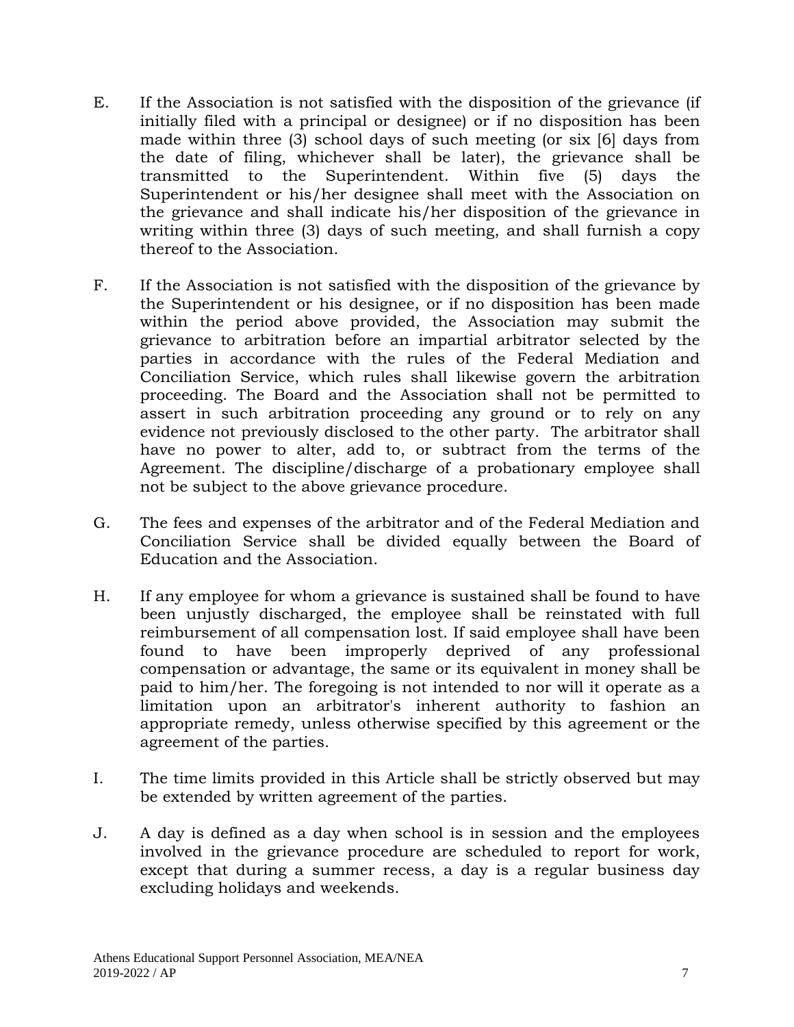E. If the Association is not satisfied with the disposition of the grievance (if initially filed with a principal or designee) or if no disposition has been made within three (3) school days of such meeting (or six [6] days from the date of filing, whichever shall be later), the grievance shall be transmitted to the Superintendent. Within five (5) days the Superintendent or his/her designee shall meet with the Association on the grievance and shall indicate his/her disposition of the grievance in writing within three (3) days of such meeting, and shall furnish a copy thereof to the Association.

F. If the Association is not satisfied with the disposition of the grievance by the Superintendent or his designee, or if no disposition has been made within the period above provided, the Association may submit the grievance to arbitration before an impartial arbitrator selected by the parties in accordance with the rules of the Federal Mediation and Conciliation Service, which rules shall likewise govern the arbitration proceeding. The Board and the Association shall not be permitted to assert in such arbitration proceeding any ground or to rely on any evidence not previously disclosed to the other party. The arbitrator shall have no power to alter, add to, or subtract from the terms of the Agreement. The discipline/discharge of a probationary employee shall not be subject to the above grievance procedure.

G. The fees and expenses of the arbitrator and of the Federal Mediation and Conciliation Service shall be divided equally between the Board of Education and the Association.

H. If any employee for whom a grievance is sustained shall be found to have been unjustly discharged, the employee shall be reinstated with full reimbursement of all compensation lost. If said employee shall have been found to have been improperly deprived of any professional compensation or advantage, the same or its equivalent in money shall be paid to him/her. The foregoing is not intended to nor will it operate as a limitation upon an arbitrator's inherent authority to fashion an appropriate remedy, unless otherwise specified by this agreement or the agreement of the parties.

I. The time limits provided in this Article shall be strictly observed but may be extended by written agreement of the parties.

J. A day is defined as a day when school is in session and the employees involved in the grievance procedure are scheduled to report for work, except that during a summer recess, a day is a regular business day excluding holidays and weekends.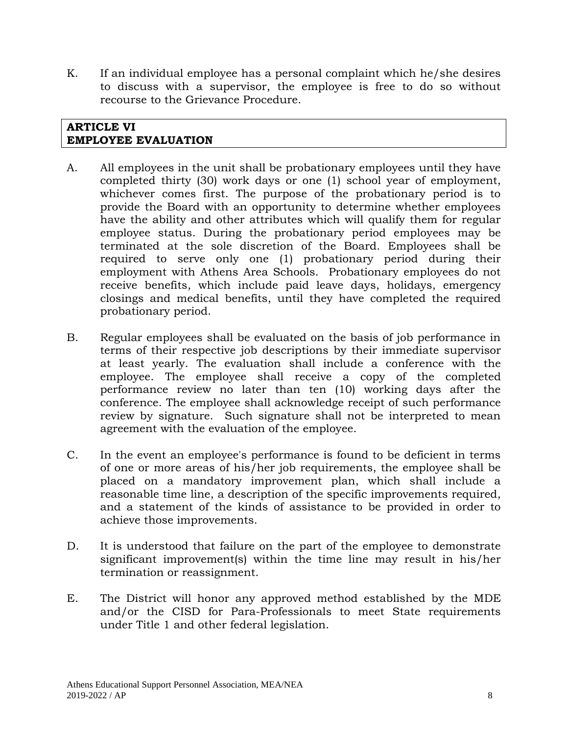K. If an individual employee has a personal complaint which he/she desires to discuss with a supervisor, the employee is free to do so without recourse to the Grievance Procedure.

## ARTICLE VI
## EMPLOYEE EVALUATION

A. All employees in the unit shall be probationary employees until they have completed thirty (30) work days or one (1) school year of employment, whichever comes first. The purpose of the probationary period is to provide the Board with an opportunity to determine whether employees have the ability and other attributes which will qualify them for regular employee status. During the probationary period employees may be terminated at the sole discretion of the Board. Employees shall be required to serve only one (1) probationary period during their employment with Athens Area Schools. Probationary employees do not receive benefits, which include paid leave days, holidays, emergency closings and medical benefits, until they have completed the required probationary period.

B. Regular employees shall be evaluated on the basis of job performance in terms of their respective job descriptions by their immediate supervisor at least yearly. The evaluation shall include a conference with the employee. The employee shall receive a copy of the completed performance review no later than ten (10) working days after the conference. The employee shall acknowledge receipt of such performance review by signature. Such signature shall not be interpreted to mean agreement with the evaluation of the employee.

C. In the event an employee's performance is found to be deficient in terms of one or more areas of his/her job requirements, the employee shall be placed on a mandatory improvement plan, which shall include a reasonable time line, a description of the specific improvements required, and a statement of the kinds of assistance to be provided in order to achieve those improvements.

D. It is understood that failure on the part of the employee to demonstrate significant improvement(s) within the time line may result in his/her termination or reassignment.

E. The District will honor any approved method established by the MDE and/or the CISD for Para-Professionals to meet State requirements under Title 1 and other federal legislation.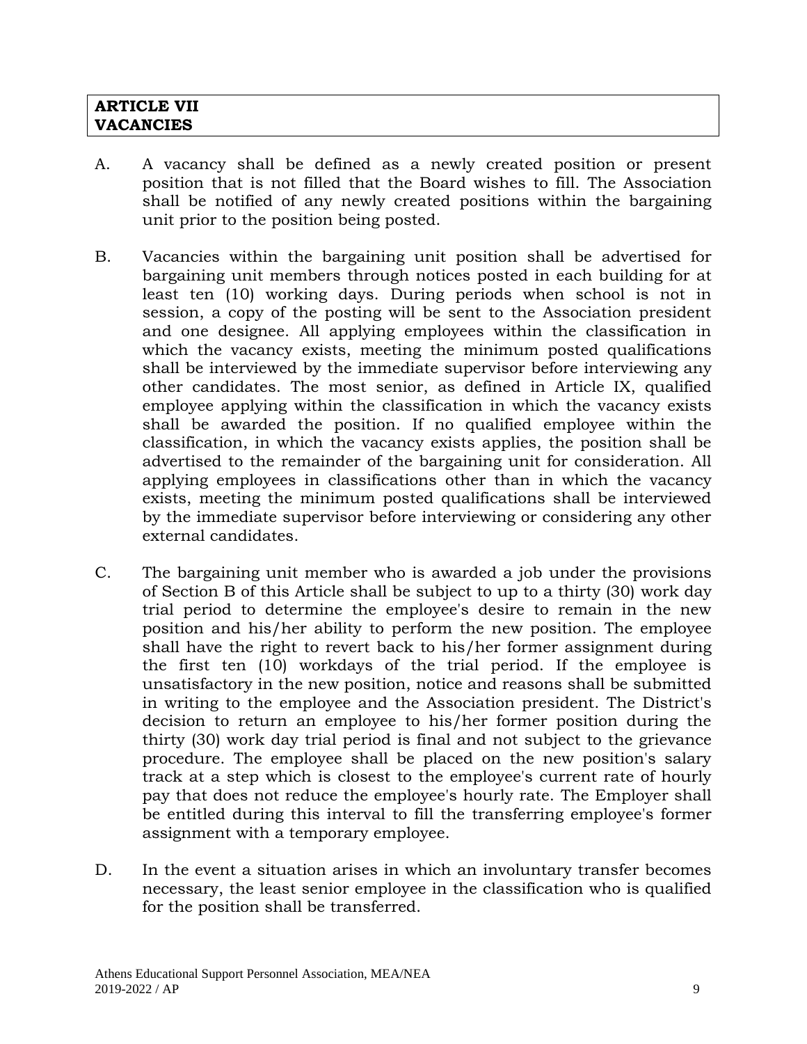**ARTICLE VII**
**VACANCIES**

A. A vacancy shall be defined as a newly created position or present position that is not filled that the Board wishes to fill. The Association shall be notified of any newly created positions within the bargaining unit prior to the position being posted.

B. Vacancies within the bargaining unit position shall be advertised for bargaining unit members through notices posted in each building for at least ten (10) working days. During periods when school is not in session, a copy of the posting will be sent to the Association president and one designee. All applying employees within the classification in which the vacancy exists, meeting the minimum posted qualifications shall be interviewed by the immediate supervisor before interviewing any other candidates. The most senior, as defined in Article IX, qualified employee applying within the classification in which the vacancy exists shall be awarded the position. If no qualified employee within the classification, in which the vacancy exists applies, the position shall be advertised to the remainder of the bargaining unit for consideration. All applying employees in classifications other than in which the vacancy exists, meeting the minimum posted qualifications shall be interviewed by the immediate supervisor before interviewing or considering any other external candidates.

C. The bargaining unit member who is awarded a job under the provisions of Section B of this Article shall be subject to up to a thirty (30) work day trial period to determine the employee's desire to remain in the new position and his/her ability to perform the new position. The employee shall have the right to revert back to his/her former assignment during the first ten (10) workdays of the trial period. If the employee is unsatisfactory in the new position, notice and reasons shall be submitted in writing to the employee and the Association president. The District's decision to return an employee to his/her former position during the thirty (30) work day trial period is final and not subject to the grievance procedure. The employee shall be placed on the new position's salary track at a step which is closest to the employee's current rate of hourly pay that does not reduce the employee's hourly rate. The Employer shall be entitled during this interval to fill the transferring employee's former assignment with a temporary employee.

D. In the event a situation arises in which an involuntary transfer becomes necessary, the least senior employee in the classification who is qualified for the position shall be transferred.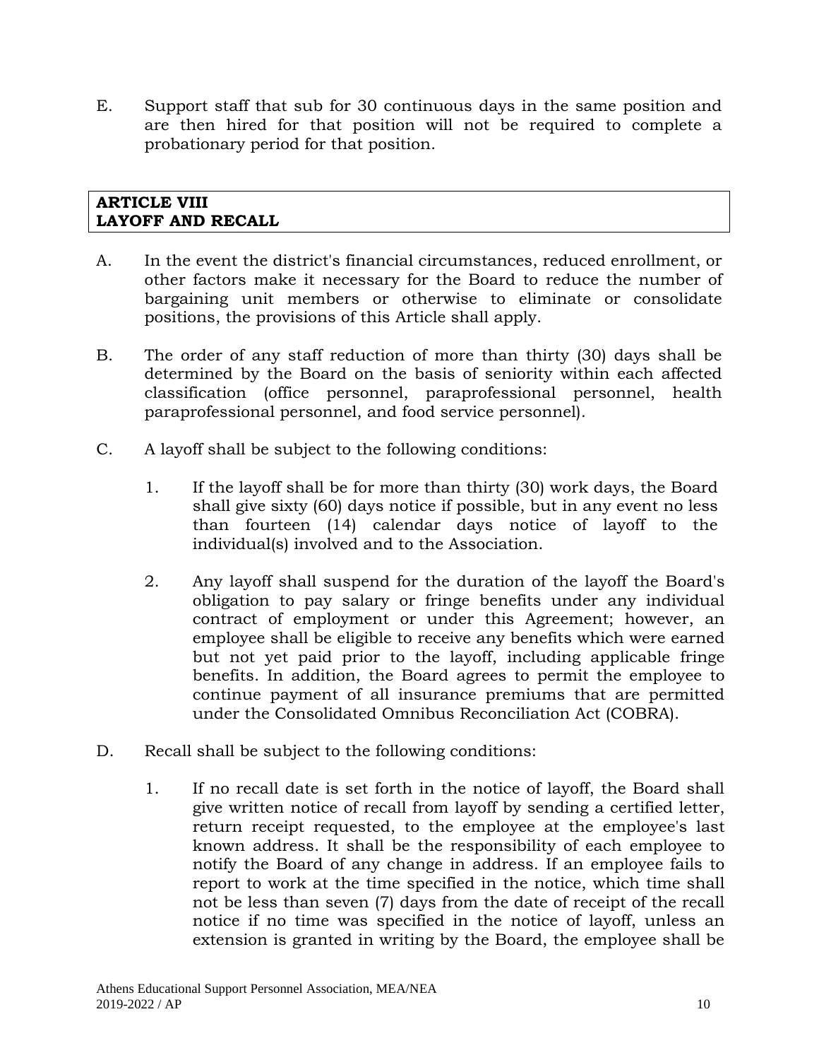E. Support staff that sub for 30 continuous days in the same position and are then hired for that position will not be required to complete a probationary period for that position.

## ARTICLE VIII
## LAYOFF AND RECALL

A. In the event the district's financial circumstances, reduced enrollment, or other factors make it necessary for the Board to reduce the number of bargaining unit members or otherwise to eliminate or consolidate positions, the provisions of this Article shall apply.

B. The order of any staff reduction of more than thirty (30) days shall be determined by the Board on the basis of seniority within each affected classification (office personnel, paraprofessional personnel, health paraprofessional personnel, and food service personnel).

C. A layoff shall be subject to the following conditions:

   1. If the layoff shall be for more than thirty (30) work days, the Board shall give sixty (60) days notice if possible, but in any event no less than fourteen (14) calendar days notice of layoff to the individual(s) involved and to the Association.

   2. Any layoff shall suspend for the duration of the layoff the Board's obligation to pay salary or fringe benefits under any individual contract of employment or under this Agreement; however, an employee shall be eligible to receive any benefits which were earned but not yet paid prior to the layoff, including applicable fringe benefits. In addition, the Board agrees to permit the employee to continue payment of all insurance premiums that are permitted under the Consolidated Omnibus Reconciliation Act (COBRA).

D. Recall shall be subject to the following conditions:

   1. If no recall date is set forth in the notice of layoff, the Board shall give written notice of recall from layoff by sending a certified letter, return receipt requested, to the employee at the employee's last known address. It shall be the responsibility of each employee to notify the Board of any change in address. If an employee fails to report to work at the time specified in the notice, which time shall not be less than seven (7) days from the date of receipt of the recall notice if no time was specified in the notice of layoff, unless an extension is granted in writing by the Board, the employee shall be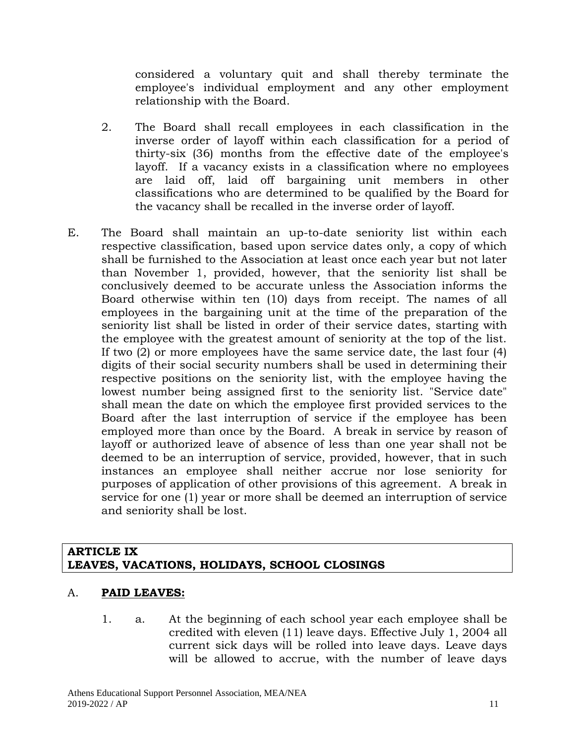considered a voluntary quit and shall thereby terminate the employee's individual employment and any other employment relationship with the Board.

2. The Board shall recall employees in each classification in the inverse order of layoff within each classification for a period of thirty-six (36) months from the effective date of the employee's layoff. If a vacancy exists in a classification where no employees are laid off, laid off bargaining unit members in other classifications who are determined to be qualified by the Board for the vacancy shall be recalled in the inverse order of layoff.

E. The Board shall maintain an up-to-date seniority list within each respective classification, based upon service dates only, a copy of which shall be furnished to the Association at least once each year but not later than November 1, provided, however, that the seniority list shall be conclusively deemed to be accurate unless the Association informs the Board otherwise within ten (10) days from receipt. The names of all employees in the bargaining unit at the time of the preparation of the seniority list shall be listed in order of their service dates, starting with the employee with the greatest amount of seniority at the top of the list. If two (2) or more employees have the same service date, the last four (4) digits of their social security numbers shall be used in determining their respective positions on the seniority list, with the employee having the lowest number being assigned first to the seniority list. "Service date" shall mean the date on which the employee first provided services to the Board after the last interruption of service if the employee has been employed more than once by the Board. A break in service by reason of layoff or authorized leave of absence of less than one year shall not be deemed to be an interruption of service, provided, however, that in such instances an employee shall neither accrue nor lose seniority for purposes of application of other provisions of this agreement. A break in service for one (1) year or more shall be deemed an interruption of service and seniority shall be lost.

## ARTICLE IX
## LEAVES, VACATIONS, HOLIDAYS, SCHOOL CLOSINGS

A. **PAID LEAVES:**

1. a. At the beginning of each school year each employee shall be credited with eleven (11) leave days. Effective July 1, 2004 all current sick days will be rolled into leave days. Leave days will be allowed to accrue, with the number of leave days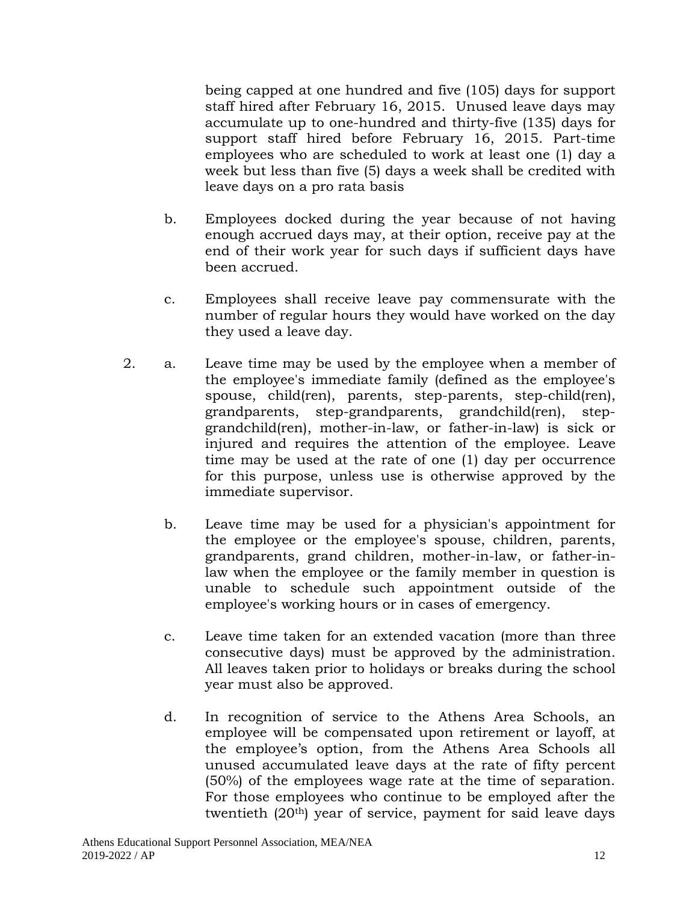being capped at one hundred and five (105) days for support staff hired after February 16, 2015. Unused leave days may accumulate up to one-hundred and thirty-five (135) days for support staff hired before February 16, 2015. Part-time employees who are scheduled to work at least one (1) day a week but less than five (5) days a week shall be credited with leave days on a pro rata basis

b. Employees docked during the year because of not having enough accrued days may, at their option, receive pay at the end of their work year for such days if sufficient days have been accrued.

c. Employees shall receive leave pay commensurate with the number of regular hours they would have worked on the day they used a leave day.

2. a. Leave time may be used by the employee when a member of the employee's immediate family (defined as the employee's spouse, child(ren), parents, step-parents, step-child(ren), grandparents, step-grandparents, grandchild(ren), step-grandchild(ren), mother-in-law, or father-in-law) is sick or injured and requires the attention of the employee. Leave time may be used at the rate of one (1) day per occurrence for this purpose, unless use is otherwise approved by the immediate supervisor.

b. Leave time may be used for a physician's appointment for the employee or the employee's spouse, children, parents, grandparents, grand children, mother-in-law, or father-in-law when the employee or the family member in question is unable to schedule such appointment outside of the employee's working hours or in cases of emergency.

c. Leave time taken for an extended vacation (more than three consecutive days) must be approved by the administration. All leaves taken prior to holidays or breaks during the school year must also be approved.

d. In recognition of service to the Athens Area Schools, an employee will be compensated upon retirement or layoff, at the employee's option, from the Athens Area Schools all unused accumulated leave days at the rate of fifty percent (50%) of the employees wage rate at the time of separation. For those employees who continue to be employed after the twentieth (20th) year of service, payment for said leave days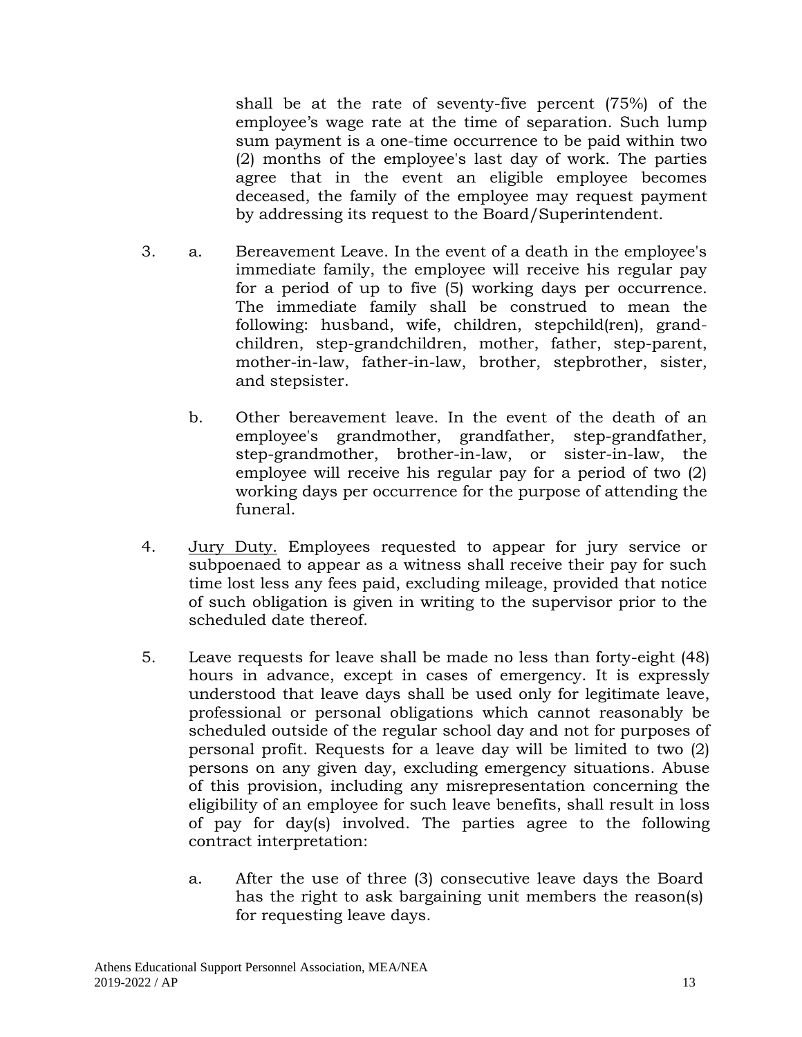shall be at the rate of seventy-five percent (75%) of the employee's wage rate at the time of separation. Such lump sum payment is a one-time occurrence to be paid within two (2) months of the employee's last day of work. The parties agree that in the event an eligible employee becomes deceased, the family of the employee may request payment by addressing its request to the Board/Superintendent.

3. a. Bereavement Leave. In the event of a death in the employee's immediate family, the employee will receive his regular pay for a period of up to five (5) working days per occurrence. The immediate family shall be construed to mean the following: husband, wife, children, stepchild(ren), grand-children, step-grandchildren, mother, father, step-parent, mother-in-law, father-in-law, brother, stepbrother, sister, and stepsister.

   b. Other bereavement leave. In the event of the death of an employee's grandmother, grandfather, step-grandfather, step-grandmother, brother-in-law, or sister-in-law, the employee will receive his regular pay for a period of two (2) working days per occurrence for the purpose of attending the funeral.

4. <u>Jury Duty.</u> Employees requested to appear for jury service or subpoenaed to appear as a witness shall receive their pay for such time lost less any fees paid, excluding mileage, provided that notice of such obligation is given in writing to the supervisor prior to the scheduled date thereof.

5. Leave requests for leave shall be made no less than forty-eight (48) hours in advance, except in cases of emergency. It is expressly understood that leave days shall be used only for legitimate leave, professional or personal obligations which cannot reasonably be scheduled outside of the regular school day and not for purposes of personal profit. Requests for a leave day will be limited to two (2) persons on any given day, excluding emergency situations. Abuse of this provision, including any misrepresentation concerning the eligibility of an employee for such leave benefits, shall result in loss of pay for day(s) involved. The parties agree to the following contract interpretation:

   a. After the use of three (3) consecutive leave days the Board has the right to ask bargaining unit members the reason(s) for requesting leave days.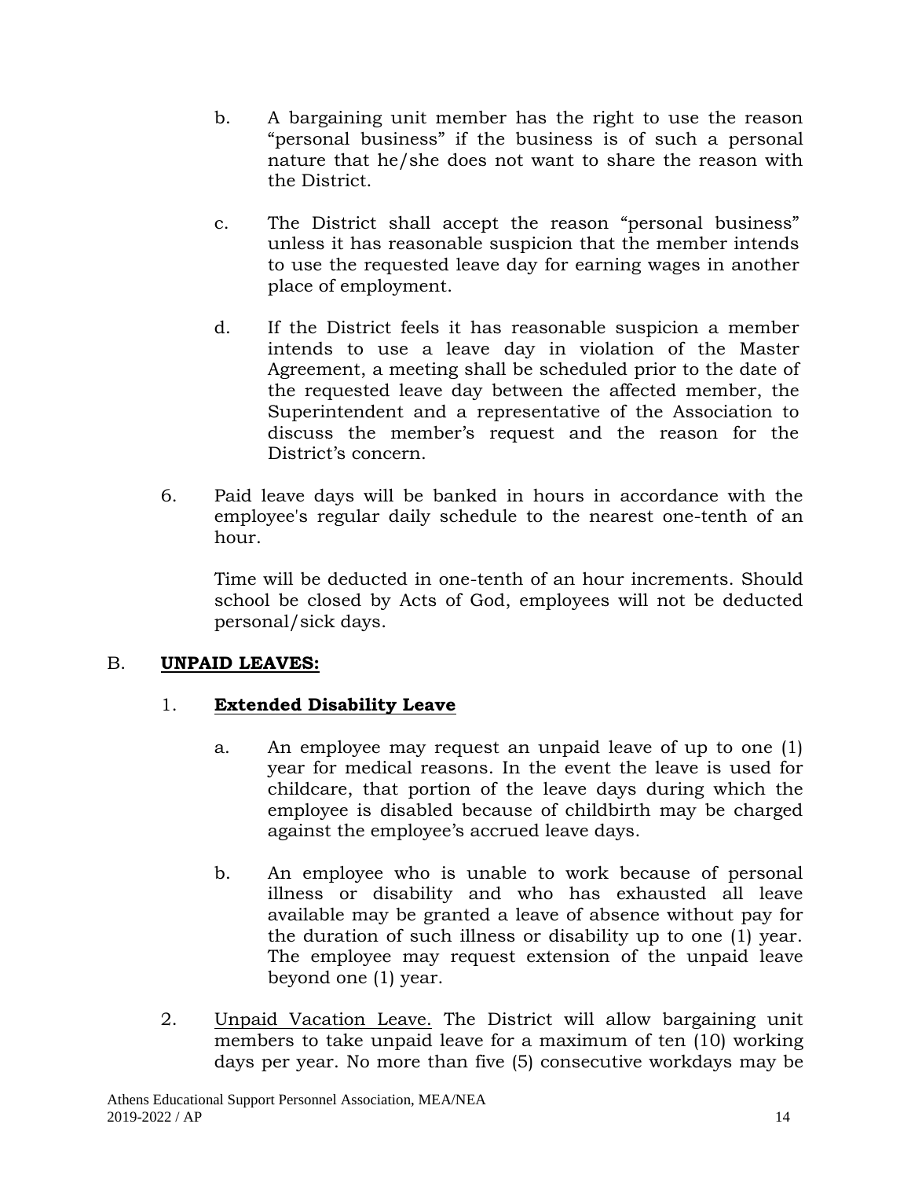b. A bargaining unit member has the right to use the reason "personal business" if the business is of such a personal nature that he/she does not want to share the reason with the District.

c. The District shall accept the reason "personal business" unless it has reasonable suspicion that the member intends to use the requested leave day for earning wages in another place of employment.

d. If the District feels it has reasonable suspicion a member intends to use a leave day in violation of the Master Agreement, a meeting shall be scheduled prior to the date of the requested leave day between the affected member, the Superintendent and a representative of the Association to discuss the member's request and the reason for the District's concern.

6. Paid leave days will be banked in hours in accordance with the employee's regular daily schedule to the nearest one-tenth of an hour.

Time will be deducted in one-tenth of an hour increments. Should school be closed by Acts of God, employees will not be deducted personal/sick days.

## B. **UNPAID LEAVES:**

### 1. **Extended Disability Leave**

a. An employee may request an unpaid leave of up to one (1) year for medical reasons. In the event the leave is used for childcare, that portion of the leave days during which the employee is disabled because of childbirth may be charged against the employee's accrued leave days.

b. An employee who is unable to work because of personal illness or disability and who has exhausted all leave available may be granted a leave of absence without pay for the duration of such illness or disability up to one (1) year. The employee may request extension of the unpaid leave beyond one (1) year.

2. Unpaid Vacation Leave. The District will allow bargaining unit members to take unpaid leave for a maximum of ten (10) working days per year. No more than five (5) consecutive workdays may be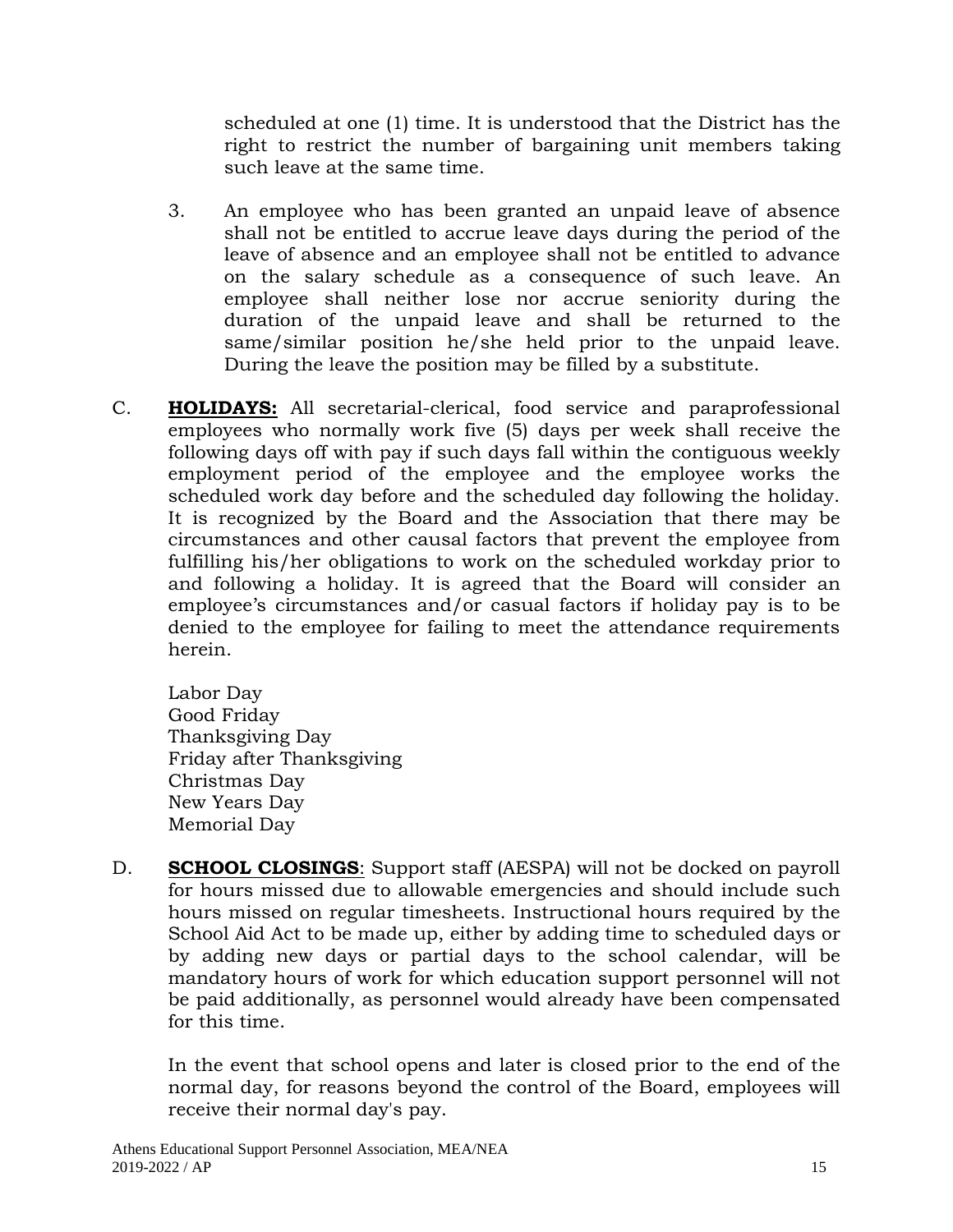scheduled at one (1) time. It is understood that the District has the right to restrict the number of bargaining unit members taking such leave at the same time.

3. An employee who has been granted an unpaid leave of absence shall not be entitled to accrue leave days during the period of the leave of absence and an employee shall not be entitled to advance on the salary schedule as a consequence of such leave. An employee shall neither lose nor accrue seniority during the duration of the unpaid leave and shall be returned to the same/similar position he/she held prior to the unpaid leave. During the leave the position may be filled by a substitute.

C. **HOLIDAYS:** All secretarial-clerical, food service and paraprofessional employees who normally work five (5) days per week shall receive the following days off with pay if such days fall within the contiguous weekly employment period of the employee and the employee works the scheduled work day before and the scheduled day following the holiday. It is recognized by the Board and the Association that there may be circumstances and other causal factors that prevent the employee from fulfilling his/her obligations to work on the scheduled workday prior to and following a holiday. It is agreed that the Board will consider an employee's circumstances and/or casual factors if holiday pay is to be denied to the employee for failing to meet the attendance requirements herein.

Labor Day
Good Friday
Thanksgiving Day
Friday after Thanksgiving
Christmas Day
New Years Day
Memorial Day

D. **SCHOOL CLOSINGS**: Support staff (AESPA) will not be docked on payroll for hours missed due to allowable emergencies and should include such hours missed on regular timesheets. Instructional hours required by the School Aid Act to be made up, either by adding time to scheduled days or by adding new days or partial days to the school calendar, will be mandatory hours of work for which education support personnel will not be paid additionally, as personnel would already have been compensated for this time.

In the event that school opens and later is closed prior to the end of the normal day, for reasons beyond the control of the Board, employees will receive their normal day's pay.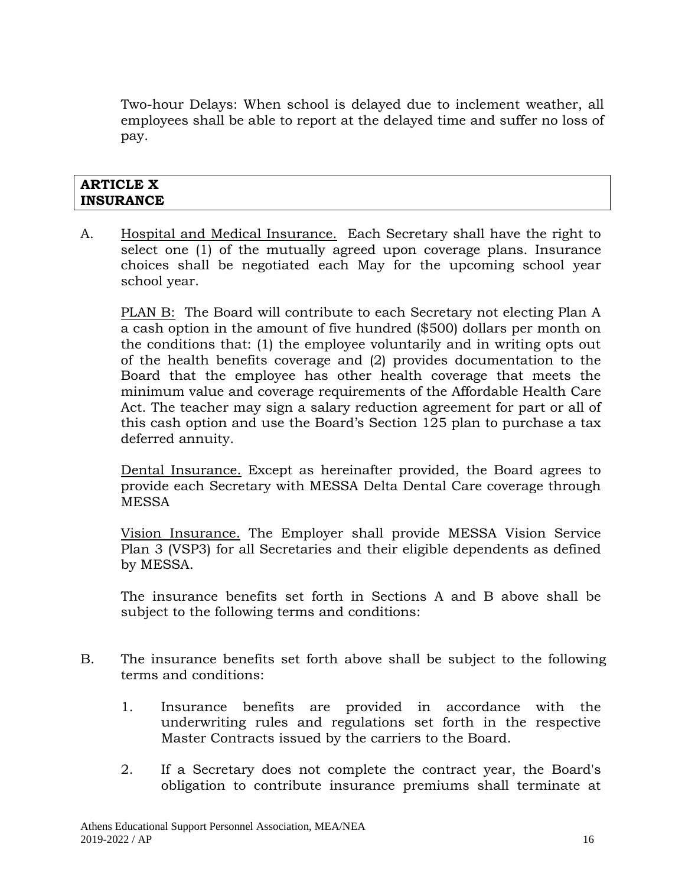Two-hour Delays: When school is delayed due to inclement weather, all employees shall be able to report at the delayed time and suffer no loss of pay.

## ARTICLE X
## INSURANCE

A. Hospital and Medical Insurance. Each Secretary shall have the right to select one (1) of the mutually agreed upon coverage plans. Insurance choices shall be negotiated each May for the upcoming school year school year.

PLAN B: The Board will contribute to each Secretary not electing Plan A a cash option in the amount of five hundred ($500) dollars per month on the conditions that: (1) the employee voluntarily and in writing opts out of the health benefits coverage and (2) provides documentation to the Board that the employee has other health coverage that meets the minimum value and coverage requirements of the Affordable Health Care Act. The teacher may sign a salary reduction agreement for part or all of this cash option and use the Board's Section 125 plan to purchase a tax deferred annuity.

Dental Insurance. Except as hereinafter provided, the Board agrees to provide each Secretary with MESSA Delta Dental Care coverage through MESSA

Vision Insurance. The Employer shall provide MESSA Vision Service Plan 3 (VSP3) for all Secretaries and their eligible dependents as defined by MESSA.

The insurance benefits set forth in Sections A and B above shall be subject to the following terms and conditions:

B. The insurance benefits set forth above shall be subject to the following terms and conditions:

   1. Insurance benefits are provided in accordance with the underwriting rules and regulations set forth in the respective Master Contracts issued by the carriers to the Board.

   2. If a Secretary does not complete the contract year, the Board's obligation to contribute insurance premiums shall terminate at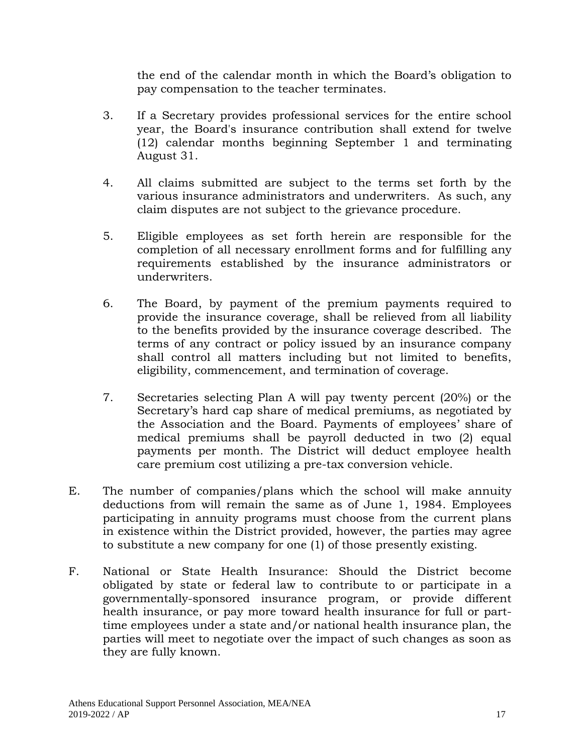the end of the calendar month in which the Board's obligation to pay compensation to the teacher terminates.

3. If a Secretary provides professional services for the entire school year, the Board's insurance contribution shall extend for twelve (12) calendar months beginning September 1 and terminating August 31.

4. All claims submitted are subject to the terms set forth by the various insurance administrators and underwriters. As such, any claim disputes are not subject to the grievance procedure.

5. Eligible employees as set forth herein are responsible for the completion of all necessary enrollment forms and for fulfilling any requirements established by the insurance administrators or underwriters.

6. The Board, by payment of the premium payments required to provide the insurance coverage, shall be relieved from all liability to the benefits provided by the insurance coverage described. The terms of any contract or policy issued by an insurance company shall control all matters including but not limited to benefits, eligibility, commencement, and termination of coverage.

7. Secretaries selecting Plan A will pay twenty percent (20%) or the Secretary's hard cap share of medical premiums, as negotiated by the Association and the Board. Payments of employees' share of medical premiums shall be payroll deducted in two (2) equal payments per month. The District will deduct employee health care premium cost utilizing a pre-tax conversion vehicle.

E. The number of companies/plans which the school will make annuity deductions from will remain the same as of June 1, 1984. Employees participating in annuity programs must choose from the current plans in existence within the District provided, however, the parties may agree to substitute a new company for one (1) of those presently existing.

F. National or State Health Insurance: Should the District become obligated by state or federal law to contribute to or participate in a governmentally-sponsored insurance program, or provide different health insurance, or pay more toward health insurance for full or part-time employees under a state and/or national health insurance plan, the parties will meet to negotiate over the impact of such changes as soon as they are fully known.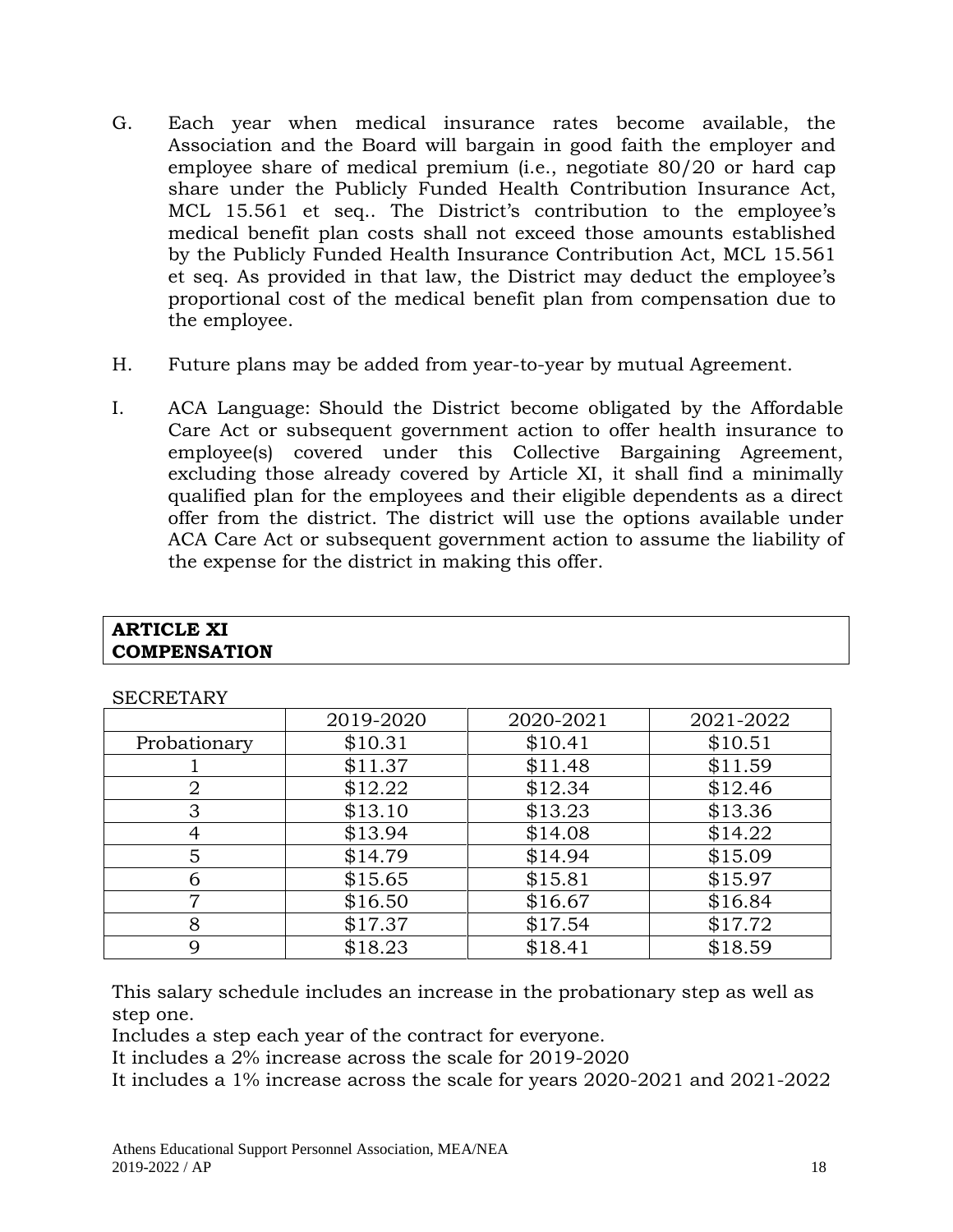G. Each year when medical insurance rates become available, the Association and the Board will bargain in good faith the employer and employee share of medical premium (i.e., negotiate 80/20 or hard cap share under the Publicly Funded Health Contribution Insurance Act, MCL 15.561 et seq.. The District's contribution to the employee's medical benefit plan costs shall not exceed those amounts established by the Publicly Funded Health Insurance Contribution Act, MCL 15.561 et seq. As provided in that law, the District may deduct the employee's proportional cost of the medical benefit plan from compensation due to the employee.

H. Future plans may be added from year-to-year by mutual Agreement.

I. ACA Language: Should the District become obligated by the Affordable Care Act or subsequent government action to offer health insurance to employee(s) covered under this Collective Bargaining Agreement, excluding those already covered by Article XI, it shall find a minimally qualified plan for the employees and their eligible dependents as a direct offer from the district. The district will use the options available under ACA Care Act or subsequent government action to assume the liability of the expense for the district in making this offer.

## ARTICLE XI
## COMPENSATION

SECRETARY

| | 2019-2020 | 2020-2021 | 2021-2022 |
|---|---|---|---|
| Probationary | $10.31 | $10.41 | $10.51 |
| 1 | $11.37 | $11.48 | $11.59 |
| 2 | $12.22 | $12.34 | $12.46 |
| 3 | $13.10 | $13.23 | $13.36 |
| 4 | $13.94 | $14.08 | $14.22 |
| 5 | $14.79 | $14.94 | $15.09 |
| 6 | $15.65 | $15.81 | $15.97 |
| 7 | $16.50 | $16.67 | $16.84 |
| 8 | $17.37 | $17.54 | $17.72 |
| 9 | $18.23 | $18.41 | $18.59 |

This salary schedule includes an increase in the probationary step as well as step one.
Includes a step each year of the contract for everyone.
It includes a 2% increase across the scale for 2019-2020
It includes a 1% increase across the scale for years 2020-2021 and 2021-2022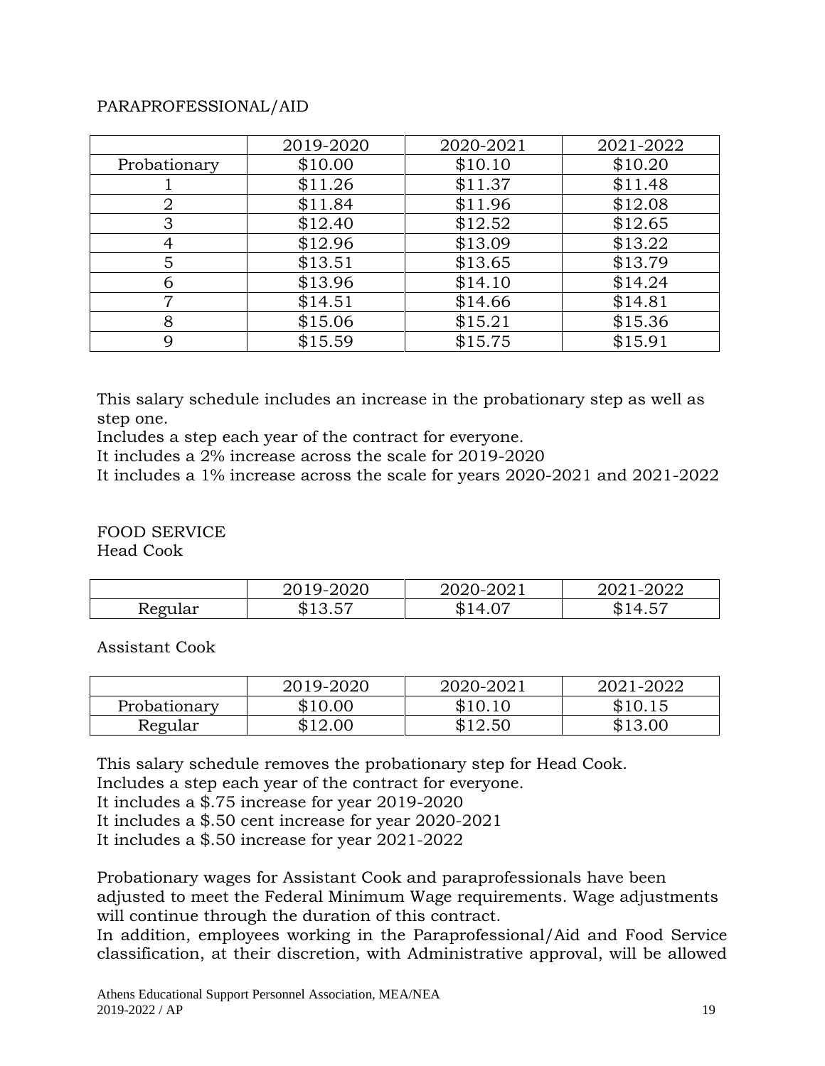PARAPROFESSIONAL/AID

| | 2019-2020 | 2020-2021 | 2021-2022 |
|---|---|---|---|
| Probationary | $10.00 | $10.10 | $10.20 |
| 1 | $11.26 | $11.37 | $11.48 |
| 2 | $11.84 | $11.96 | $12.08 |
| 3 | $12.40 | $12.52 | $12.65 |
| 4 | $12.96 | $13.09 | $13.22 |
| 5 | $13.51 | $13.65 | $13.79 |
| 6 | $13.96 | $14.10 | $14.24 |
| 7 | $14.51 | $14.66 | $14.81 |
| 8 | $15.06 | $15.21 | $15.36 |
| 9 | $15.59 | $15.75 | $15.91 |

This salary schedule includes an increase in the probationary step as well as step one.
Includes a step each year of the contract for everyone.
It includes a 2% increase across the scale for 2019-2020
It includes a 1% increase across the scale for years 2020-2021 and 2021-2022

FOOD SERVICE
Head Cook

| | 2019-2020 | 2020-2021 | 2021-2022 |
|---|---|---|---|
| Regular | $13.57 | $14.07 | $14.57 |

Assistant Cook

| | 2019-2020 | 2020-2021 | 2021-2022 |
|---|---|---|---|
| Probationary | $10.00 | $10.10 | $10.15 |
| Regular | $12.00 | $12.50 | $13.00 |

This salary schedule removes the probationary step for Head Cook.
Includes a step each year of the contract for everyone.
It includes a $.75 increase for year 2019-2020
It includes a $.50 cent increase for year 2020-2021
It includes a $.50 increase for year 2021-2022

Probationary wages for Assistant Cook and paraprofessionals have been adjusted to meet the Federal Minimum Wage requirements. Wage adjustments will continue through the duration of this contract.
In addition, employees working in the Paraprofessional/Aid and Food Service classification, at their discretion, with Administrative approval, will be allowed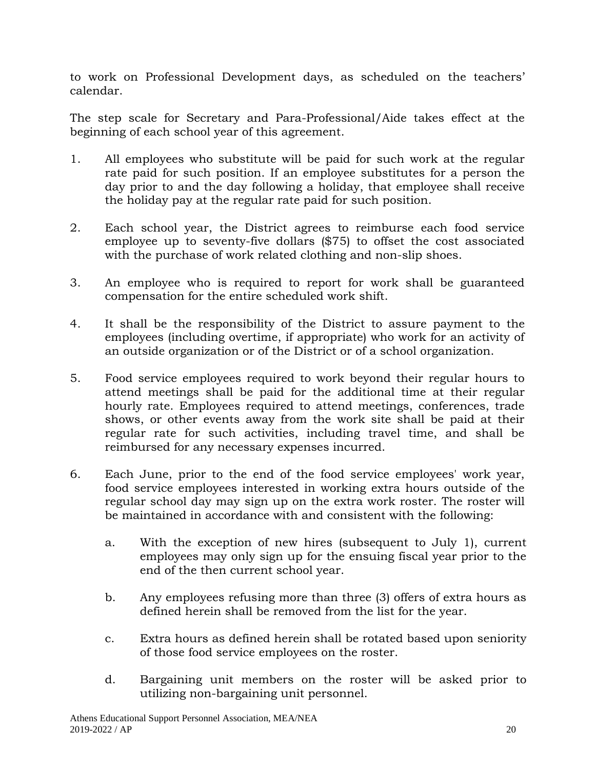to work on Professional Development days, as scheduled on the teachers' calendar.

The step scale for Secretary and Para-Professional/Aide takes effect at the beginning of each school year of this agreement.

1. All employees who substitute will be paid for such work at the regular rate paid for such position. If an employee substitutes for a person the day prior to and the day following a holiday, that employee shall receive the holiday pay at the regular rate paid for such position.

2. Each school year, the District agrees to reimburse each food service employee up to seventy-five dollars ($75) to offset the cost associated with the purchase of work related clothing and non-slip shoes.

3. An employee who is required to report for work shall be guaranteed compensation for the entire scheduled work shift.

4. It shall be the responsibility of the District to assure payment to the employees (including overtime, if appropriate) who work for an activity of an outside organization or of the District or of a school organization.

5. Food service employees required to work beyond their regular hours to attend meetings shall be paid for the additional time at their regular hourly rate. Employees required to attend meetings, conferences, trade shows, or other events away from the work site shall be paid at their regular rate for such activities, including travel time, and shall be reimbursed for any necessary expenses incurred.

6. Each June, prior to the end of the food service employees' work year, food service employees interested in working extra hours outside of the regular school day may sign up on the extra work roster. The roster will be maintained in accordance with and consistent with the following:

   a. With the exception of new hires (subsequent to July 1), current employees may only sign up for the ensuing fiscal year prior to the end of the then current school year.

   b. Any employees refusing more than three (3) offers of extra hours as defined herein shall be removed from the list for the year.

   c. Extra hours as defined herein shall be rotated based upon seniority of those food service employees on the roster.

   d. Bargaining unit members on the roster will be asked prior to utilizing non-bargaining unit personnel.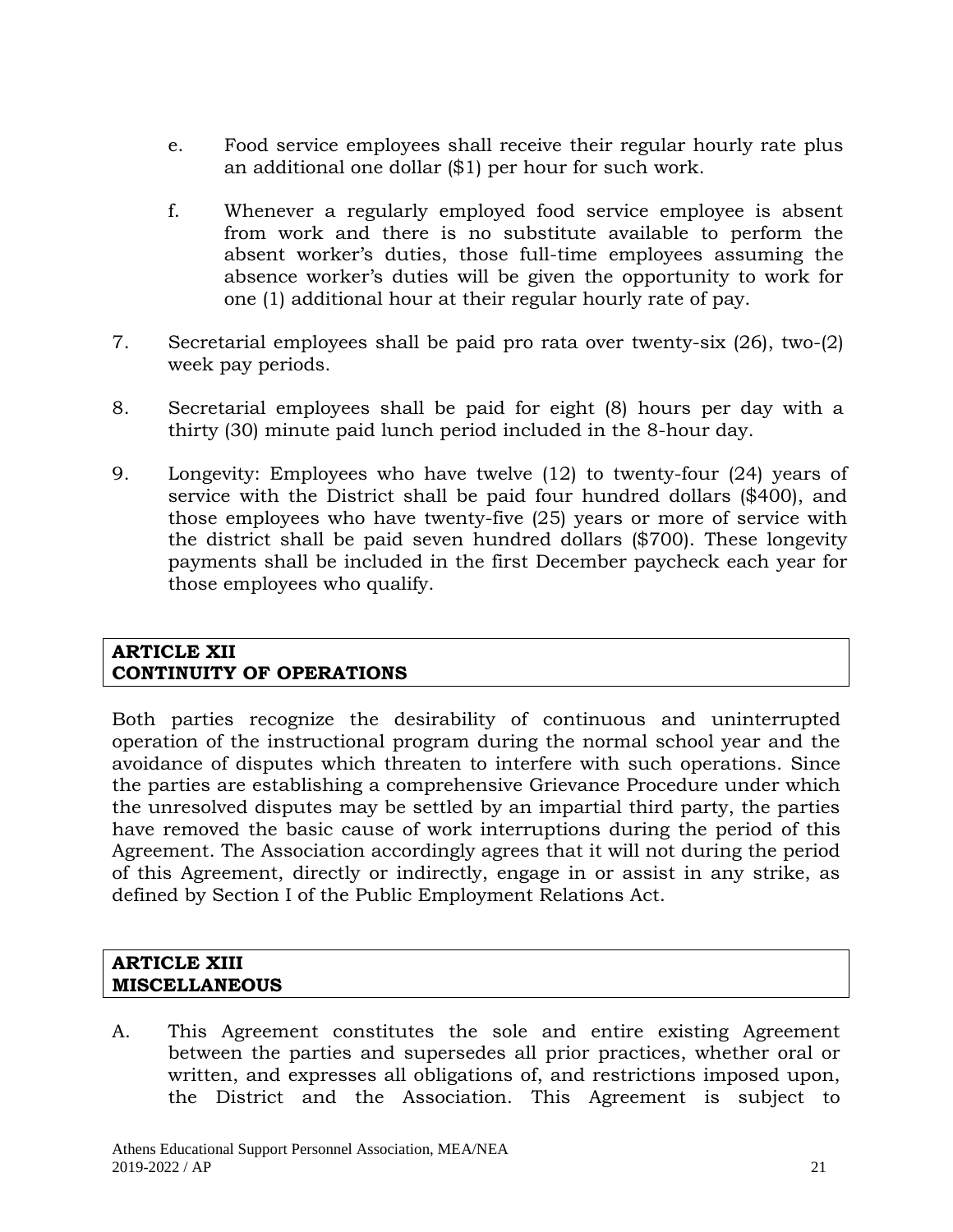e. Food service employees shall receive their regular hourly rate plus an additional one dollar ($1) per hour for such work.

f. Whenever a regularly employed food service employee is absent from work and there is no substitute available to perform the absent worker's duties, those full-time employees assuming the absence worker's duties will be given the opportunity to work for one (1) additional hour at their regular hourly rate of pay.

7. Secretarial employees shall be paid pro rata over twenty-six (26), two-(2) week pay periods.

8. Secretarial employees shall be paid for eight (8) hours per day with a thirty (30) minute paid lunch period included in the 8-hour day.

9. Longevity: Employees who have twelve (12) to twenty-four (24) years of service with the District shall be paid four hundred dollars ($400), and those employees who have twenty-five (25) years or more of service with the district shall be paid seven hundred dollars ($700). These longevity payments shall be included in the first December paycheck each year for those employees who qualify.

## ARTICLE XII
## CONTINUITY OF OPERATIONS

Both parties recognize the desirability of continuous and uninterrupted operation of the instructional program during the normal school year and the avoidance of disputes which threaten to interfere with such operations. Since the parties are establishing a comprehensive Grievance Procedure under which the unresolved disputes may be settled by an impartial third party, the parties have removed the basic cause of work interruptions during the period of this Agreement. The Association accordingly agrees that it will not during the period of this Agreement, directly or indirectly, engage in or assist in any strike, as defined by Section I of the Public Employment Relations Act.

## ARTICLE XIII
## MISCELLANEOUS

A. This Agreement constitutes the sole and entire existing Agreement between the parties and supersedes all prior practices, whether oral or written, and expresses all obligations of, and restrictions imposed upon, the District and the Association. This Agreement is subject to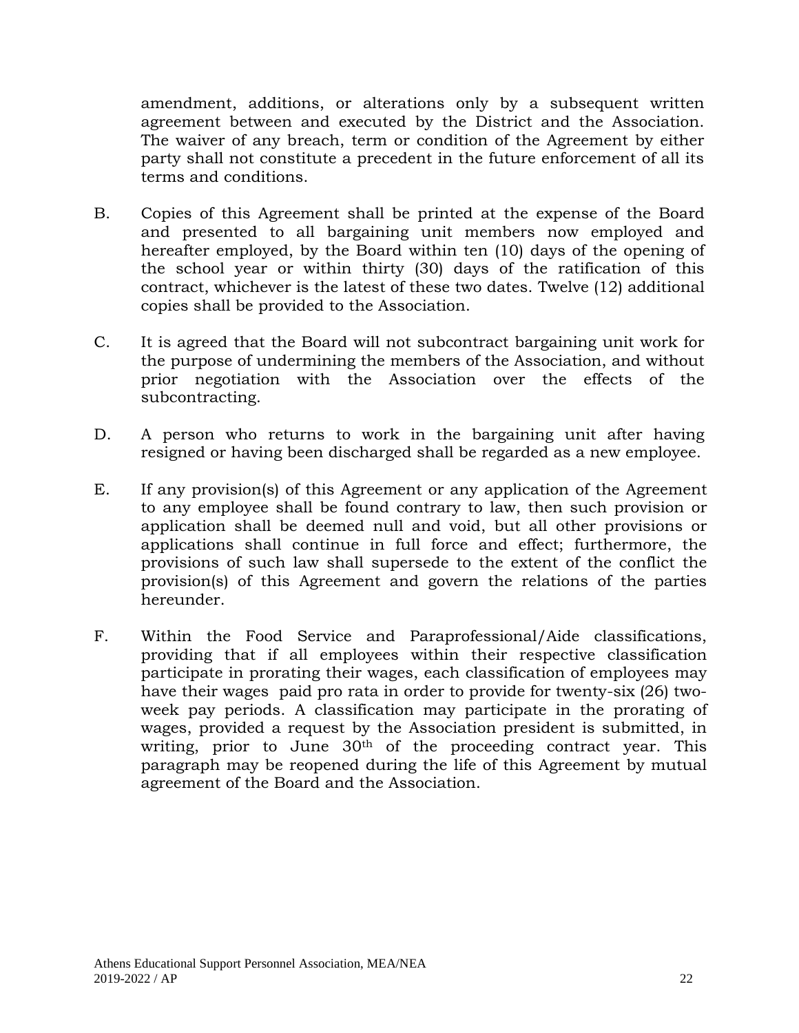amendment, additions, or alterations only by a subsequent written agreement between and executed by the District and the Association. The waiver of any breach, term or condition of the Agreement by either party shall not constitute a precedent in the future enforcement of all its terms and conditions.

B. Copies of this Agreement shall be printed at the expense of the Board and presented to all bargaining unit members now employed and hereafter employed, by the Board within ten (10) days of the opening of the school year or within thirty (30) days of the ratification of this contract, whichever is the latest of these two dates. Twelve (12) additional copies shall be provided to the Association.

C. It is agreed that the Board will not subcontract bargaining unit work for the purpose of undermining the members of the Association, and without prior negotiation with the Association over the effects of the subcontracting.

D. A person who returns to work in the bargaining unit after having resigned or having been discharged shall be regarded as a new employee.

E. If any provision(s) of this Agreement or any application of the Agreement to any employee shall be found contrary to law, then such provision or application shall be deemed null and void, but all other provisions or applications shall continue in full force and effect; furthermore, the provisions of such law shall supersede to the extent of the conflict the provision(s) of this Agreement and govern the relations of the parties hereunder.

F. Within the Food Service and Paraprofessional/Aide classifications, providing that if all employees within their respective classification participate in prorating their wages, each classification of employees may have their wages paid pro rata in order to provide for twenty-six (26) two-week pay periods. A classification may participate in the prorating of wages, provided a request by the Association president is submitted, in writing, prior to June 30th of the proceeding contract year. This paragraph may be reopened during the life of this Agreement by mutual agreement of the Board and the Association.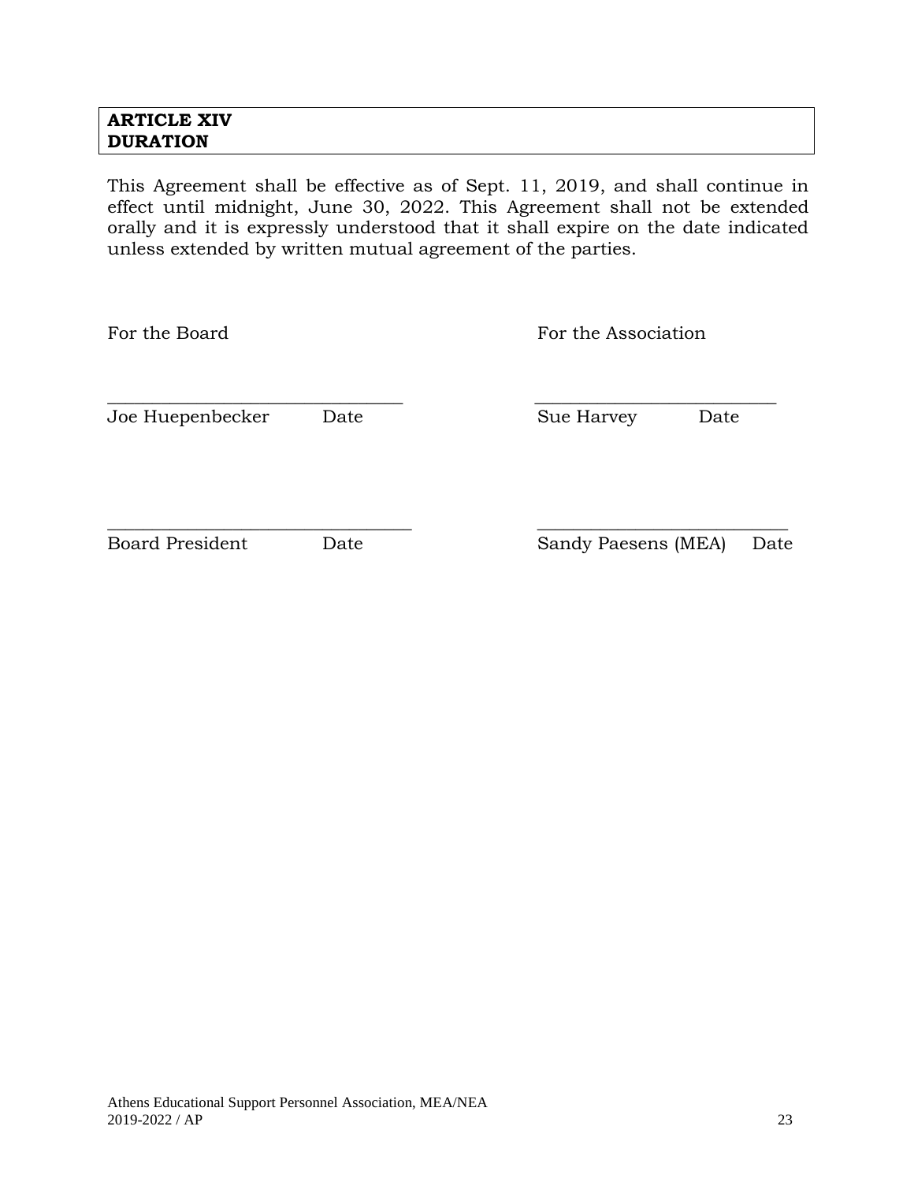## ARTICLE XIV
## DURATION

This Agreement shall be effective as of Sept. 11, 2019, and shall continue in effect until midnight, June 30, 2022. This Agreement shall not be extended orally and it is expressly understood that it shall expire on the date indicated unless extended by written mutual agreement of the parties.

For the Board

\_\_\_\_\_\_\_\_\_\_\_\_\_\_\_\_\_\_\_\_\_\_\_\_\_\_\_\_\_\_\_\_

Joe Huepenbecker     Date

\_\_\_\_\_\_\_\_\_\_\_\_\_\_\_\_\_\_\_\_\_\_\_\_\_\_\_\_\_\_\_\_

Board President     Date

For the Association

\_\_\_\_\_\_\_\_\_\_\_\_\_\_\_\_\_\_\_\_\_\_\_\_\_\_\_\_\_\_\_\_

Sue Harvey     Date

\_\_\_\_\_\_\_\_\_\_\_\_\_\_\_\_\_\_\_\_\_\_\_\_\_\_\_\_\_\_\_\_

Sandy Paesens (MEA)     Date